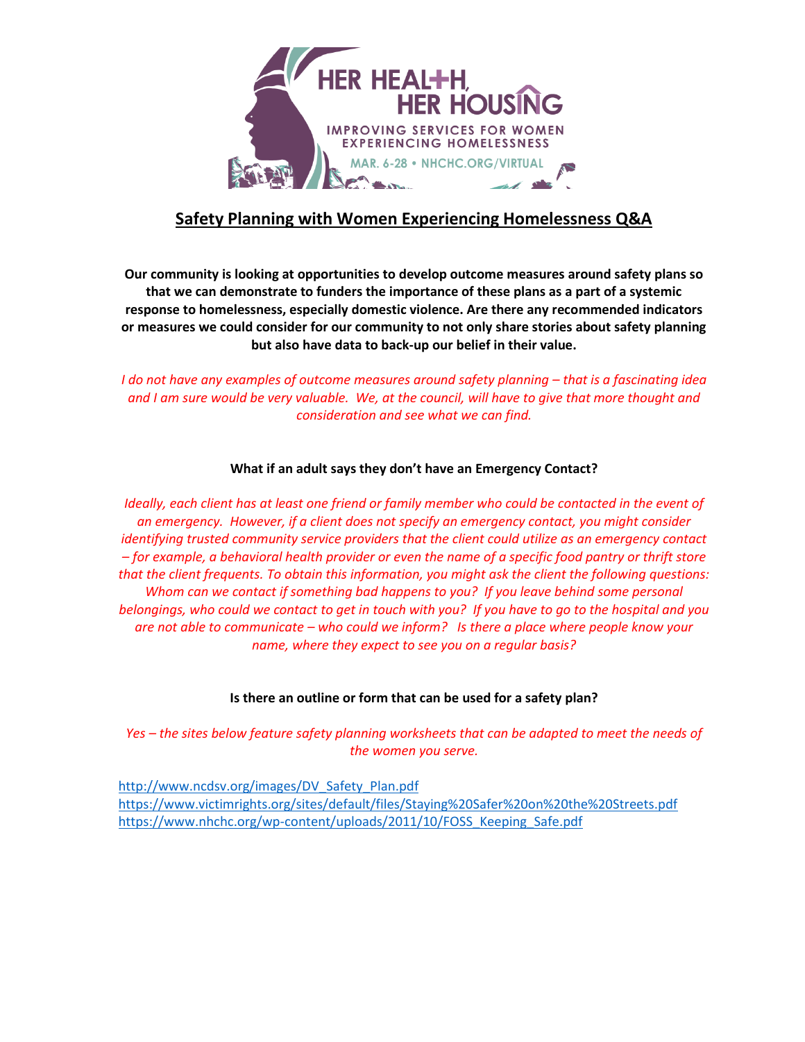HER HEALTH, HER HOUSING

IMPROVING SERVICES FOR WOMEN EXPERIENCING HOMELESSNESS

MAR. 6-28 • NHCHC.ORG/VIRTUAL

# Safety Planning with Women Experiencing Homelessness Q&A

**Our community is looking at opportunities to develop outcome measures around safety plans so that we can demonstrate to funders the importance of these plans as a part of a systemic response to homelessness, especially domestic violence. Are there any recommended indicators or measures we could consider for our community to not only share stories about safety planning but also have data to back-up our belief in their value.**

*I do not have any examples of outcome measures around safety planning – that is a fascinating idea and I am sure would be very valuable. We, at the council, will have to give that more thought and consideration and see what we can find.*

**What if an adult says they don't have an Emergency Contact?**

*Ideally, each client has at least one friend or family member who could be contacted in the event of an emergency. However, if a client does not specify an emergency contact, you might consider identifying trusted community service providers that the client could utilize as an emergency contact – for example, a behavioral health provider or even the name of a specific food pantry or thrift store that the client frequents. To obtain this information, you might ask the client the following questions: Whom can we contact if something bad happens to you? If you leave behind some personal belongings, who could we contact to get in touch with you? If you have to go to the hospital and you are not able to communicate – who could we inform? Is there a place where people know your name, where they expect to see you on a regular basis?*

**Is there an outline or form that can be used for a safety plan?**

*Yes – the sites below feature safety planning worksheets that can be adapted to meet the needs of the women you serve.*

http://www.ncdsv.org/images/DV_Safety_Plan.pdf
https://www.victimrights.org/sites/default/files/Staying%20Safer%20on%20the%20Streets.pdf
https://www.nhchc.org/wp-content/uploads/2011/10/FOSS_Keeping_Safe.pdf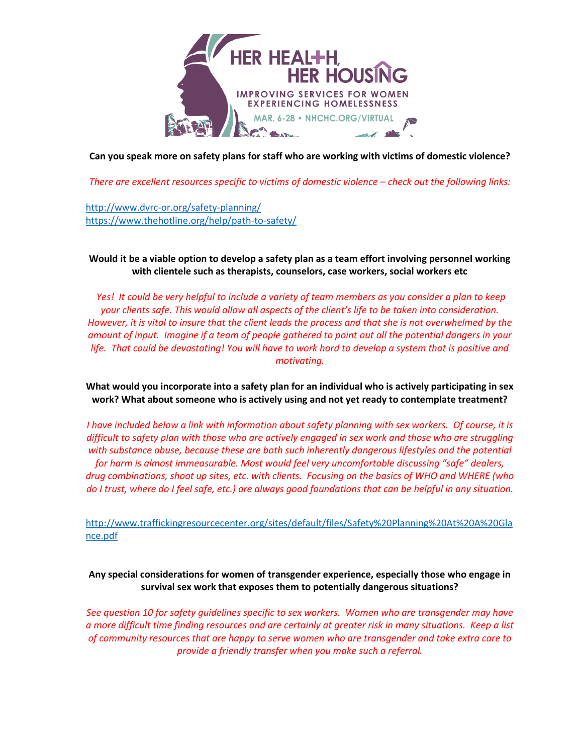**HER HEALTH, HER HOUSING**
**IMPROVING SERVICES FOR WOMEN EXPERIENCING HOMELESSNESS**
**MAR. 6-28 • NHCHC.ORG/VIRTUAL**

**Can you speak more on safety plans for staff who are working with victims of domestic violence?**

*There are excellent resources specific to victims of domestic violence – check out the following links:*

http://www.dvrc-or.org/safety-planning/
https://www.thehotline.org/help/path-to-safety/

**Would it be a viable option to develop a safety plan as a team effort involving personnel working with clientele such as therapists, counselors, case workers, social workers etc**

*Yes! It could be very helpful to include a variety of team members as you consider a plan to keep your clients safe. This would allow all aspects of the client's life to be taken into consideration. However, it is vital to insure that the client leads the process and that she is not overwhelmed by the amount of input. Imagine if a team of people gathered to point out all the potential dangers in your life. That could be devastating! You will have to work hard to develop a system that is positive and motivating.*

**What would you incorporate into a safety plan for an individual who is actively participating in sex work? What about someone who is actively using and not yet ready to contemplate treatment?**

*I have included below a link with information about safety planning with sex workers. Of course, it is difficult to safety plan with those who are actively engaged in sex work and those who are struggling with substance abuse, because these are both such inherently dangerous lifestyles and the potential for harm is almost immeasurable. Most would feel very uncomfortable discussing "safe" dealers, drug combinations, shoot up sites, etc. with clients. Focusing on the basics of WHO and WHERE (who do I trust, where do I feel safe, etc.) are always good foundations that can be helpful in any situation.*

http://www.traffickingresourcecenter.org/sites/default/files/Safety%20Planning%20At%20A%20Glance.pdf

**Any special considerations for women of transgender experience, especially those who engage in survival sex work that exposes them to potentially dangerous situations?**

*See question 10 for safety guidelines specific to sex workers. Women who are transgender may have a more difficult time finding resources and are certainly at greater risk in many situations. Keep a list of community resources that are happy to serve women who are transgender and take extra care to provide a friendly transfer when you make such a referral.*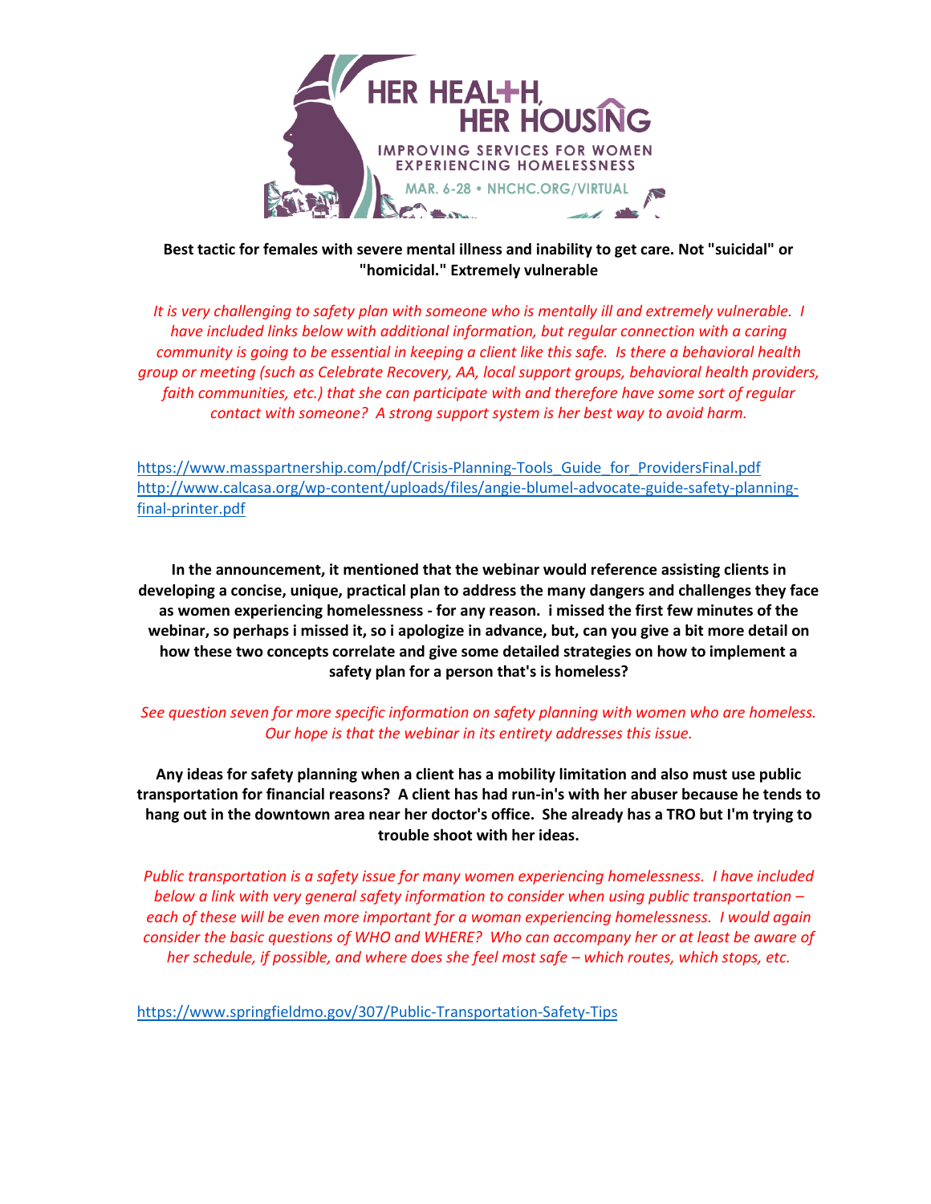**Best tactic for females with severe mental illness and inability to get care. Not "suicidal" or "homicidal." Extremely vulnerable**

*It is very challenging to safety plan with someone who is mentally ill and extremely vulnerable. I have included links below with additional information, but regular connection with a caring community is going to be essential in keeping a client like this safe. Is there a behavioral health group or meeting (such as Celebrate Recovery, AA, local support groups, behavioral health providers, faith communities, etc.) that she can participate with and therefore have some sort of regular contact with someone? A strong support system is her best way to avoid harm.*

https://www.masspartnership.com/pdf/Crisis-Planning-Tools_Guide_for_ProvidersFinal.pdf
http://www.calcasa.org/wp-content/uploads/files/angie-blumel-advocate-guide-safety-planning-final-printer.pdf

**In the announcement, it mentioned that the webinar would reference assisting clients in developing a concise, unique, practical plan to address the many dangers and challenges they face as women experiencing homelessness - for any reason. i missed the first few minutes of the webinar, so perhaps i missed it, so i apologize in advance, but, can you give a bit more detail on how these two concepts correlate and give some detailed strategies on how to implement a safety plan for a person that's is homeless?**

*See question seven for more specific information on safety planning with women who are homeless. Our hope is that the webinar in its entirety addresses this issue.*

**Any ideas for safety planning when a client has a mobility limitation and also must use public transportation for financial reasons? A client has had run-in's with her abuser because he tends to hang out in the downtown area near her doctor's office. She already has a TRO but I'm trying to trouble shoot with her ideas.**

*Public transportation is a safety issue for many women experiencing homelessness. I have included below a link with very general safety information to consider when using public transportation – each of these will be even more important for a woman experiencing homelessness. I would again consider the basic questions of WHO and WHERE? Who can accompany her or at least be aware of her schedule, if possible, and where does she feel most safe – which routes, which stops, etc.*

https://www.springfieldmo.gov/307/Public-Transportation-Safety-Tips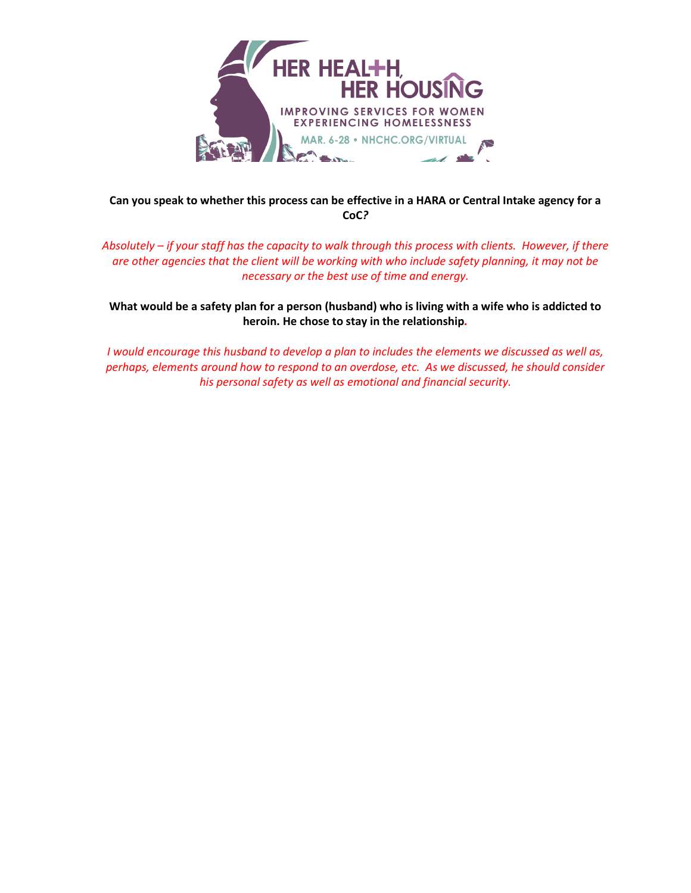**Can you speak to whether this process can be effective in a HARA or Central Intake agency for a CoC?**

*Absolutely – if your staff has the capacity to walk through this process with clients. However, if there are other agencies that the client will be working with who include safety planning, it may not be necessary or the best use of time and energy.*

**What would be a safety plan for a person (husband) who is living with a wife who is addicted to heroin. He chose to stay in the relationship.**

*I would encourage this husband to develop a plan to includes the elements we discussed as well as, perhaps, elements around how to respond to an overdose, etc. As we discussed, he should consider his personal safety as well as emotional and financial security.*